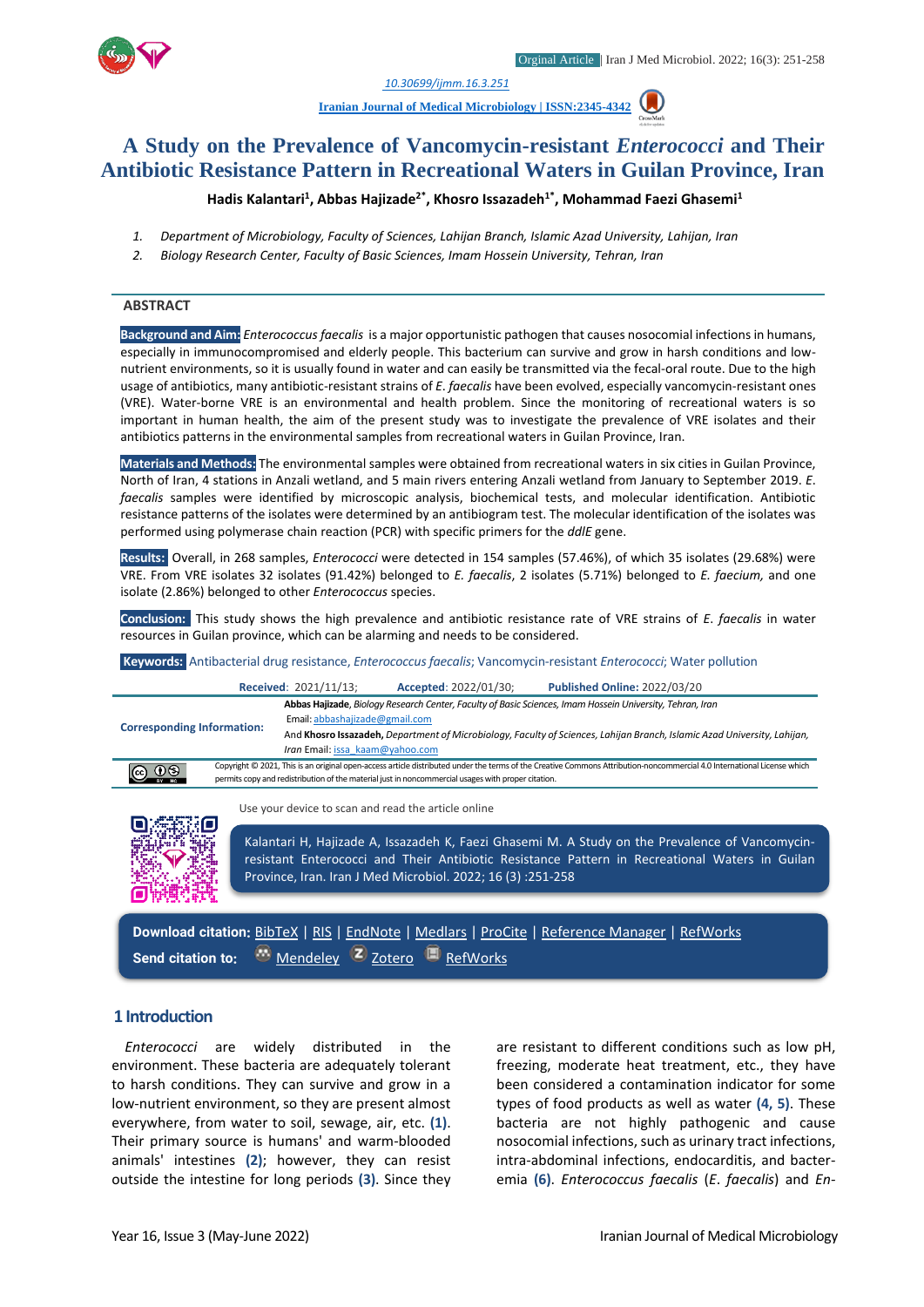Orginal Article

10.30699/ijmm.16.3.251

Iranian Journal of Medical Microbiology | ISSN:2345-4342

# A Study on the Prevalence of Vancomycin-resistant *Enterococci* and Their Antibiotic Resistance Pattern in Recreational Waters in Guilan Province, Iran

**Hadis Kalantari[1], Abbas Hajizade[2*], Khosro Issazadeh[1*], Mohammad Faezi Ghasemi[1]**

1. *Department of Microbiology, Faculty of Sciences, Lahijan Branch, Islamic Azad University, Lahijan, Iran*
2. *Biology Research Center, Faculty of Basic Sciences, Imam Hossein University, Tehran, Iran*

## ABSTRACT

**Background and Aim:** *Enterococcus faecalis* is a major opportunistic pathogen that causes nosocomial infections in humans, especially in immunocompromised and elderly people. This bacterium can survive and grow in harsh conditions and low-nutrient environments, so it is usually found in water and can easily be transmitted via the fecal-oral route. Due to the high usage of antibiotics, many antibiotic-resistant strains of *E. faecalis* have been evolved, especially vancomycin-resistant ones (VRE). Water-borne VRE is an environmental and health problem. Since the monitoring of recreational waters is so important in human health, the aim of the present study was to investigate the prevalence of VRE isolates and their antibiotics patterns in the environmental samples from recreational waters in Guilan Province, Iran.

**Materials and Methods:** The environmental samples were obtained from recreational waters in six cities in Guilan Province, North of Iran, 4 stations in Anzali wetland, and 5 main rivers entering Anzali wetland from January to September 2019. *E. faecalis* samples were identified by microscopic analysis, biochemical tests, and molecular identification. Antibiotic resistance patterns of the isolates were determined by an antibiogram test. The molecular identification of the isolates was performed using polymerase chain reaction (PCR) with specific primers for the *ddlE* gene.

**Results:** Overall, in 268 samples, *Enterococci* were detected in 154 samples (57.46%), of which 35 isolates (29.68%) were VRE. From VRE isolates 32 isolates (91.42%) belonged to *E. faecalis*, 2 isolates (5.71%) belonged to *E. faecium,* and one isolate (2.86%) belonged to other *Enterococcus* species.

**Conclusion:** This study shows the high prevalence and antibiotic resistance rate of VRE strains of *E. faecalis* in water resources in Guilan province, which can be alarming and needs to be considered.

**Keywords:** Antibacterial drug resistance, *Enterococcus faecalis*; Vancomycin-resistant *Enterococci*; Water pollution

**Received**: 2021/11/13; **Accepted**: 2022/01/30; **Published Online:** 2022/03/20

**Corresponding Information:** **Abbas Hajizade**, *Biology Research Center, Faculty of Basic Sciences, Imam Hossein University, Tehran, Iran* Email: abbashajizade@gmail.com
And **Khosro Issazadeh,** *Department of Microbiology, Faculty of Sciences, Lahijan Branch, Islamic Azad University, Lahijan, Iran* Email: issa_kaam@yahoo.com

Copyright © 2021, This is an original open-access article distributed under the terms of the Creative Commons Attribution-noncommercial 4.0 International License which permits copy and redistribution of the material just in noncommercial usages with proper citation.

Use your device to scan and read the article online

Kalantari H, Hajizade A, Issazadeh K, Faezi Ghasemi M. A Study on the Prevalence of Vancomycin-resistant Enterococci and Their Antibiotic Resistance Pattern in Recreational Waters in Guilan Province, Iran. Iran J Med Microbiol. 2022; 16 (3) :251-258

**Download citation:** BibTeX | RIS | EndNote | Medlars | ProCite | Reference Manager | RefWorks
**Send citation to:** Mendeley | Zotero | RefWorks

## 1 Introduction

*Enterococci* are widely distributed in the environment. These bacteria are adequately tolerant to harsh conditions. They can survive and grow in a low-nutrient environment, so they are present almost everywhere, from water to soil, sewage, air, etc. **(1)**. Their primary source is humans' and warm-blooded animals' intestines **(2)**; however, they can resist outside the intestine for long periods **(3)**. Since they are resistant to different conditions such as low pH, freezing, moderate heat treatment, etc., they have been considered a contamination indicator for some types of food products as well as water **(4, 5)**. These bacteria are not highly pathogenic and cause nosocomial infections, such as urinary tract infections, intra-abdominal infections, endocarditis, and bacter-emia **(6)**. *Enterococcus faecalis* (*E. faecalis*) and *En-*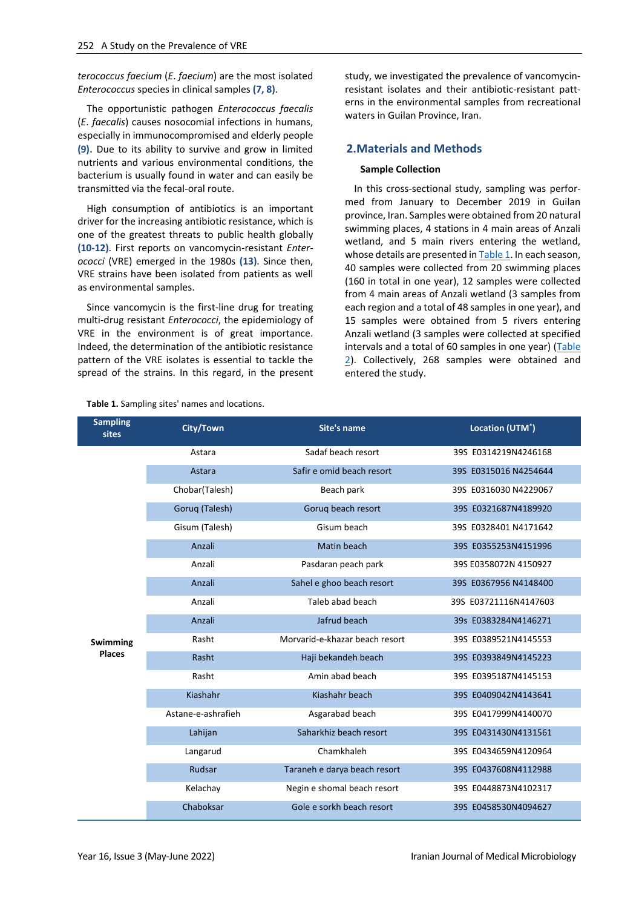terococcus faecium (*E. faecium*) are the most isolated *Enterococcus* species in clinical samples **(7, 8)**.

The opportunistic pathogen *Enterococcus faecalis* (*E. faecalis*) causes nosocomial infections in humans, especially in immunocompromised and elderly people **(9)**. Due to its ability to survive and grow in limited nutrients and various environmental conditions, the bacterium is usually found in water and can easily be transmitted via the fecal-oral route.

High consumption of antibiotics is an important driver for the increasing antibiotic resistance, which is one of the greatest threats to public health globally **(10-12)**. First reports on vancomycin-resistant *Enterococci* (VRE) emerged in the 1980s **(13)**. Since then, VRE strains have been isolated from patients as well as environmental samples.

Since vancomycin is the first-line drug for treating multi-drug resistant *Enterococci*, the epidemiology of VRE in the environment is of great importance. Indeed, the determination of the antibiotic resistance pattern of the VRE isolates is essential to tackle the spread of the strains. In this regard, in the present study, we investigated the prevalence of vancomycin-resistant isolates and their antibiotic-resistant patterns in the environmental samples from recreational waters in Guilan Province, Iran.

## 2. Materials and Methods

### Sample Collection

In this cross-sectional study, sampling was performed from January to December 2019 in Guilan province, Iran. Samples were obtained from 20 natural swimming places, 4 stations in 4 main areas of Anzali wetland, and 5 main rivers entering the wetland, whose details are presented in Table 1. In each season, 40 samples were collected from 20 swimming places (160 in total in one year), 12 samples were collected from 4 main areas of Anzali wetland (3 samples from each region and a total of 48 samples in one year), and 15 samples were obtained from 5 rivers entering Anzali wetland (3 samples were collected at specified intervals and a total of 60 samples in one year) (Table 2). Collectively, 268 samples were obtained and entered the study.

**Table 1.** Sampling sites' names and locations.

| Sampling sites | City/Town | Site's name | Location (UTM*) |
|---|---|---|---|
| Swimming Places | Astara | Sadaf beach resort | 39S E0314219N4246168 |
| | Astara | Safir e omid beach resort | 39S E0315016 N4254644 |
| | Chobar(Talesh) | Beach park | 39S E0316030 N4229067 |
| | Goruq (Talesh) | Goruq beach resort | 39S E0321687N4189920 |
| | Gisum (Talesh) | Gisum beach | 39S E0328401 N4171642 |
| | Anzali | Matin beach | 39S E0355253N4151996 |
| | Anzali | Pasdaran peach park | 39S E0358072N 4150927 |
| | Anzali | Sahel e ghoo beach resort | 39S E0367956 N4148400 |
| | Anzali | Taleb abad beach | 39S E03721116N4147603 |
| | Anzali | Jafrud beach | 39s E0383284N4146271 |
| | Rasht | Morvarid-e-khazar beach resort | 39S E0389521N4145553 |
| | Rasht | Haji bekandeh beach | 39S E0393849N4145223 |
| | Rasht | Amin abad beach | 39S E0395187N4145153 |
| | Kiashahr | Kiashahr beach | 39S E0409042N4143641 |
| | Astane-e-ashrafieh | Asgarabad beach | 39S E0417999N4140070 |
| | Lahijan | Saharkhiz beach resort | 39S E0431430N4131561 |
| | Langarud | Chamkhaleh | 39S E0434659N4120964 |
| | Rudsar | Taraneh e darya beach resort | 39S E0437608N4112988 |
| | Kelachay | Negin e shomal beach resort | 39S E0448873N4102317 |
| | Chaboksar | Gole e sorkh beach resort | 39S E0458530N4094627 |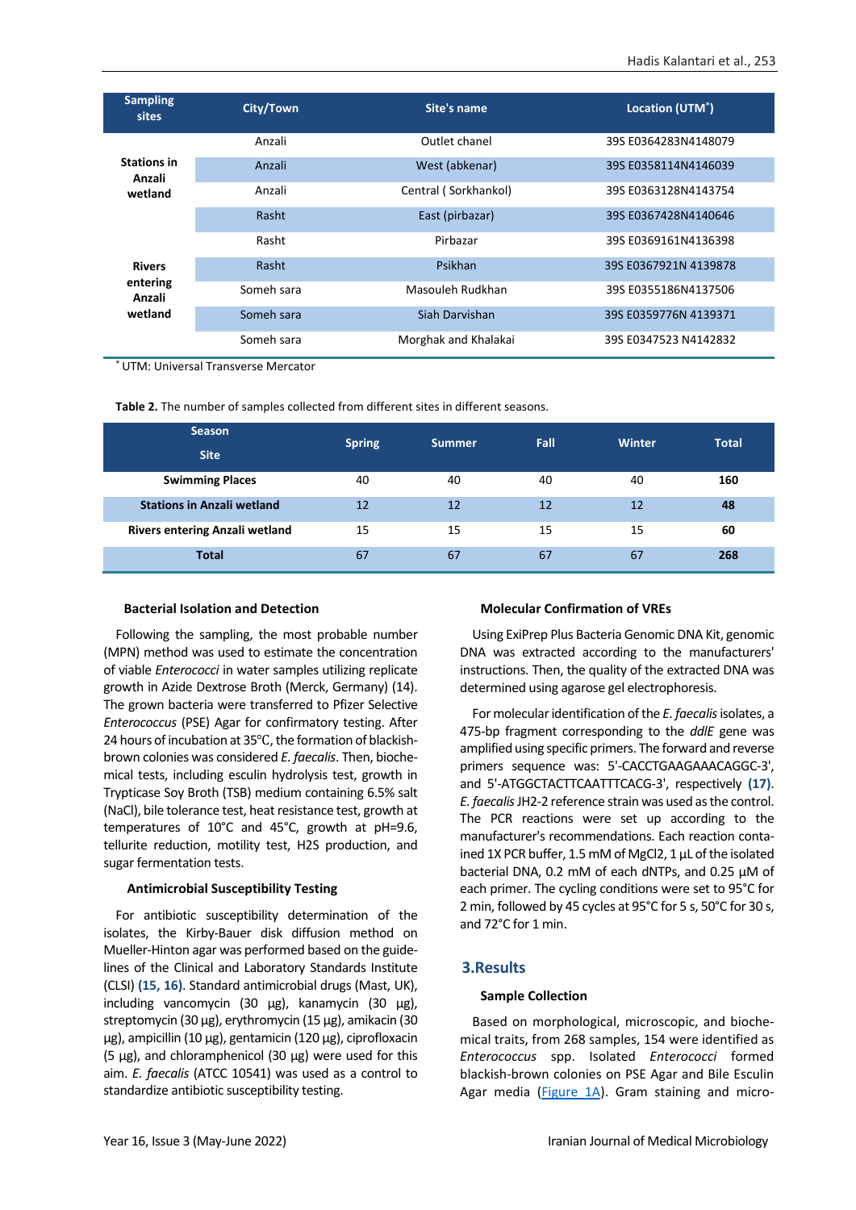| Sampling sites | City/Town | Site's name | Location (UTM[*]) |
|---|---|---|---|
| Stations in Anzali wetland | Anzali | Outlet chanel | 39S E0364283N4148079 |
| | Anzali | West (abkenar) | 39S E0358114N4146039 |
| | Anzali | Central ( Sorkhankol) | 39S E0363128N4143754 |
| | Rasht | East (pirbazar) | 39S E0367428N4140646 |
| Rivers entering Anzali wetland | Rasht | Pirbazar | 39S E0369161N4136398 |
| | Rasht | Psikhan | 39S E0367921N 4139878 |
| | Someh sara | Masouleh Rudkhan | 39S E0355186N4137506 |
| | Someh sara | Siah Darvishan | 39S E0359776N 4139371 |
| | Someh sara | Morghak and Khalakai | 39S E0347523 N4142832 |

[*] UTM: Universal Transverse Mercator

**Table 2.** The number of samples collected from different sites in different seasons.

| Season / Site | Spring | Summer | Fall | Winter | Total |
|---|---|---|---|---|---|
| **Swimming Places** | 40 | 40 | 40 | 40 | **160** |
| **Stations in Anzali wetland** | 12 | 12 | 12 | 12 | **48** |
| **Rivers entering Anzali wetland** | 15 | 15 | 15 | 15 | **60** |
| **Total** | 67 | 67 | 67 | 67 | **268** |

### Bacterial Isolation and Detection

Following the sampling, the most probable number (MPN) method was used to estimate the concentration of viable *Enterococci* in water samples utilizing replicate growth in Azide Dextrose Broth (Merck, Germany) (14). The grown bacteria were transferred to Pfizer Selective *Enterococcus* (PSE) Agar for confirmatory testing. After 24 hours of incubation at 35°C, the formation of blackish-brown colonies was considered *E. faecalis*. Then, biochemical tests, including esculin hydrolysis test, growth in Trypticase Soy Broth (TSB) medium containing 6.5% salt (NaCl), bile tolerance test, heat resistance test, growth at temperatures of 10°C and 45°C, growth at pH=9.6, tellurite reduction, motility test, H2S production, and sugar fermentation tests.

### Antimicrobial Susceptibility Testing

For antibiotic susceptibility determination of the isolates, the Kirby-Bauer disk diffusion method on Mueller-Hinton agar was performed based on the guidelines of the Clinical and Laboratory Standards Institute (CLSI) **(15, 16)**. Standard antimicrobial drugs (Mast, UK), including vancomycin (30 µg), kanamycin (30 µg), streptomycin (30 µg), erythromycin (15 µg), amikacin (30 µg), ampicillin (10 µg), gentamicin (120 µg), ciprofloxacin (5 µg), and chloramphenicol (30 µg) were used for this aim. *E. faecalis* (ATCC 10541) was used as a control to standardize antibiotic susceptibility testing.

### Molecular Confirmation of VREs

Using ExiPrep Plus Bacteria Genomic DNA Kit, genomic DNA was extracted according to the manufacturers' instructions. Then, the quality of the extracted DNA was determined using agarose gel electrophoresis.

For molecular identification of the *E. faecalis* isolates, a 475-bp fragment corresponding to the *ddlE* gene was amplified using specific primers. The forward and reverse primers sequence was: 5'-CACCTGAAGAAACAGGC-3', and 5'-ATGGCTACTTCAATTTCACG-3', respectively **(17)**. *E. faecalis* JH2-2 reference strain was used as the control. The PCR reactions were set up according to the manufacturer's recommendations. Each reaction contained 1X PCR buffer, 1.5 mM of $MgCl_2$, 1 µL of the isolated bacterial DNA, 0.2 mM of each dNTPs, and 0.25 µM of each primer. The cycling conditions were set to 95°C for 2 min, followed by 45 cycles at 95°C for 5 s, 50°C for 30 s, and 72°C for 1 min.

## 3.Results

### Sample Collection

Based on morphological, microscopic, and biochemical traits, from 268 samples, 154 were identified as *Enterococcus* spp. Isolated *Enterococci* formed blackish-brown colonies on PSE Agar and Bile Esculin Agar media (Figure 1A). Gram staining and micro-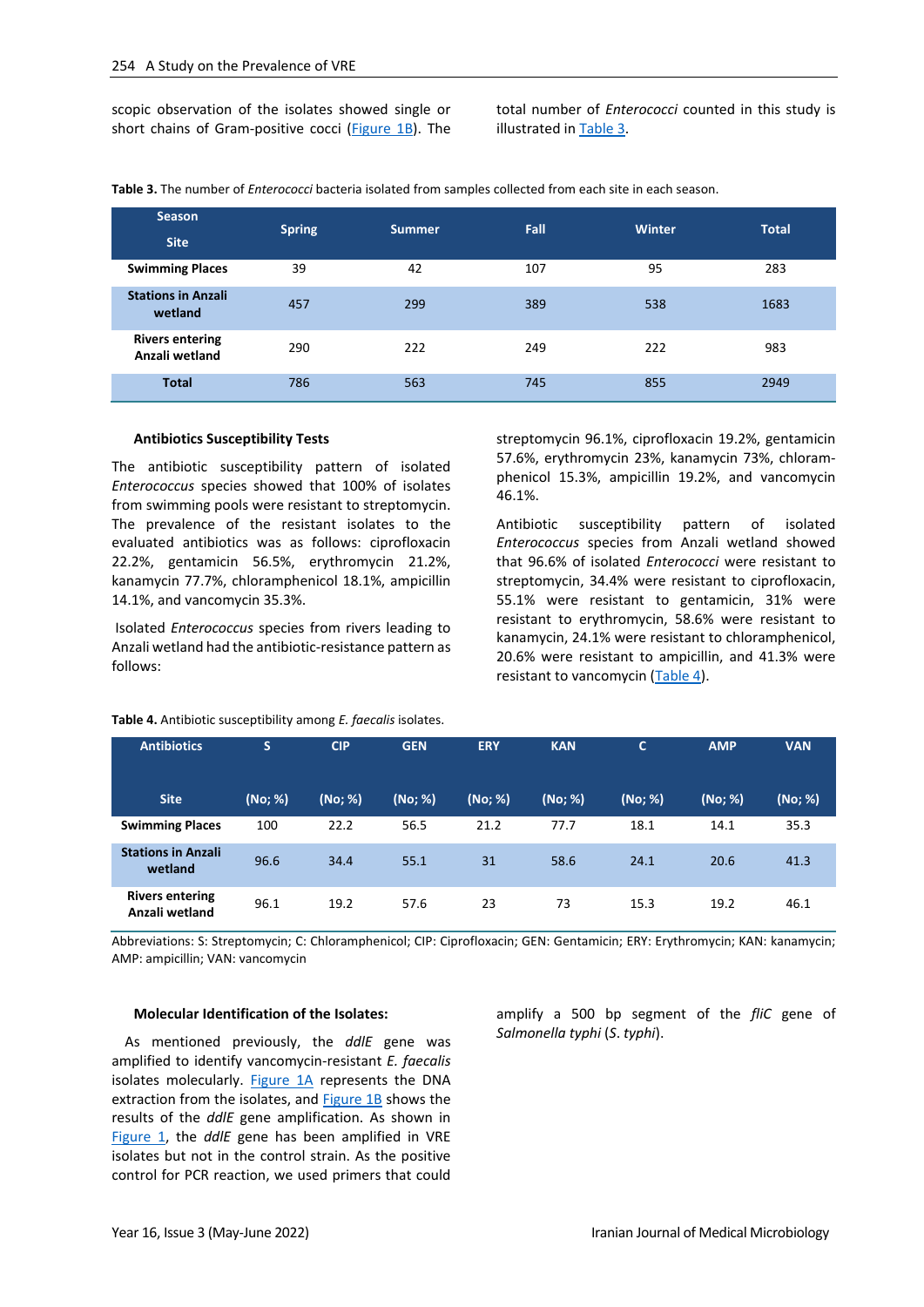scopic observation of the isolates showed single or short chains of Gram-positive cocci (Figure 1B). The total number of *Enterococci* counted in this study is illustrated in Table 3.

**Table 3.** The number of *Enterococci* bacteria isolated from samples collected from each site in each season.

| Season / Site | Spring | Summer | Fall | Winter | Total |
|---|---|---|---|---|---|
| **Swimming Places** | 39 | 42 | 107 | 95 | 283 |
| **Stations in Anzali wetland** | 457 | 299 | 389 | 538 | 1683 |
| **Rivers entering Anzali wetland** | 290 | 222 | 249 | 222 | 983 |
| **Total** | 786 | 563 | 745 | 855 | 2949 |

### Antibiotics Susceptibility Tests

The antibiotic susceptibility pattern of isolated *Enterococcus* species showed that 100% of isolates from swimming pools were resistant to streptomycin. The prevalence of the resistant isolates to the evaluated antibiotics was as follows: ciprofloxacin 22.2%, gentamicin 56.5%, erythromycin 21.2%, kanamycin 77.7%, chloramphenicol 18.1%, ampicillin 14.1%, and vancomycin 35.3%.

Isolated *Enterococcus* species from rivers leading to Anzali wetland had the antibiotic-resistance pattern as follows: streptomycin 96.1%, ciprofloxacin 19.2%, gentamicin 57.6%, erythromycin 23%, kanamycin 73%, chloramphenicol 15.3%, ampicillin 19.2%, and vancomycin 46.1%.

Antibiotic susceptibility pattern of isolated *Enterococcus* species from Anzali wetland showed that 96.6% of isolated *Enterococci* were resistant to streptomycin, 34.4% were resistant to ciprofloxacin, 55.1% were resistant to gentamicin, 31% were resistant to erythromycin, 58.6% were resistant to kanamycin, 24.1% were resistant to chloramphenicol, 20.6% were resistant to ampicillin, and 41.3% were resistant to vancomycin (Table 4).

**Table 4.** Antibiotic susceptibility among *E. faecalis* isolates.

| Antibiotics | S | CIP | GEN | ERY | KAN | C | AMP | VAN |
|---|---|---|---|---|---|---|---|---|
| **Site** | (No; %) | (No; %) | (No; %) | (No; %) | (No; %) | (No; %) | (No; %) | (No; %) |
| **Swimming Places** | 100 | 22.2 | 56.5 | 21.2 | 77.7 | 18.1 | 14.1 | 35.3 |
| **Stations in Anzali wetland** | 96.6 | 34.4 | 55.1 | 31 | 58.6 | 24.1 | 20.6 | 41.3 |
| **Rivers entering Anzali wetland** | 96.1 | 19.2 | 57.6 | 23 | 73 | 15.3 | 19.2 | 46.1 |

Abbreviations: S: Streptomycin; C: Chloramphenicol; CIP: Ciprofloxacin; GEN: Gentamicin; ERY: Erythromycin; KAN: kanamycin; AMP: ampicillin; VAN: vancomycin

### Molecular Identification of the Isolates:

As mentioned previously, the *ddlE* gene was amplified to identify vancomycin-resistant *E. faecalis* isolates molecularly. Figure 1A represents the DNA extraction from the isolates, and Figure 1B shows the results of the *ddlE* gene amplification. As shown in Figure 1, the *ddlE* gene has been amplified in VRE isolates but not in the control strain. As the positive control for PCR reaction, we used primers that could amplify a 500 bp segment of the *fliC* gene of *Salmonella typhi* (*S. typhi*).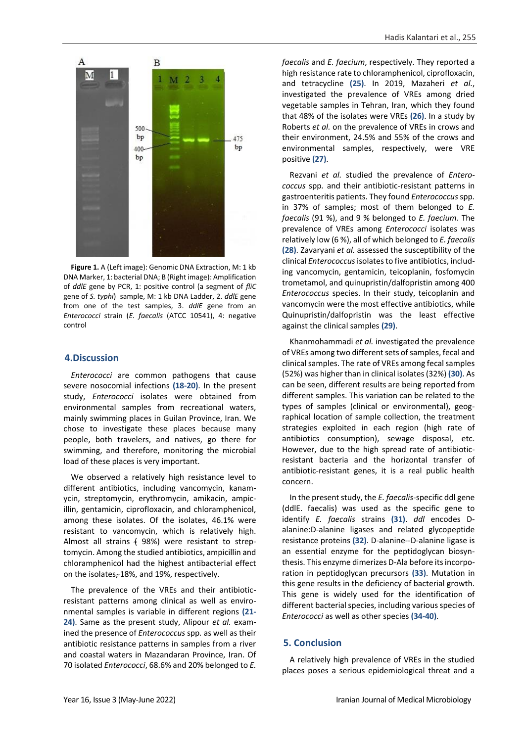**Figure 1.** A (Left image): Genomic DNA Extraction, M: 1 kb DNA Marker, 1: bacterial DNA; B (Right image): Amplification of *ddlE* gene by PCR, 1: positive control (a segment of *fliC* gene of *S. typhi*) sample, M: 1 kb DNA Ladder, 2. *ddlE* gene from one of the test samples, 3. *ddlE* gene from an *Enterococci* strain (*E. faecalis* (ATCC 10541), 4: negative control

## 4. Discussion

*Enterococci* are common pathogens that cause severe nosocomial infections **(18-20)**. In the present study, *Enterococci* isolates were obtained from environmental samples from recreational waters, mainly swimming places in Guilan Province, Iran. We chose to investigate these places because many people, both travelers, and natives, go there for swimming, and therefore, monitoring the microbial load of these places is very important.

We observed a relatively high resistance level to different antibiotics, including vancomycin, kanamycin, streptomycin, erythromycin, amikacin, ampicillin, gentamicin, ciprofloxacin, and chloramphenicol, among these isolates. Of the isolates, 46.1% were resistant to vancomycin, which is relatively high. Almost all strains (98%) were resistant to streptomycin. Among the studied antibiotics, ampicillin and chloramphenicol had the highest antibacterial effect on the isolates, 18%, and 19%, respectively.

The prevalence of the VREs and their antibiotic-resistant patterns among clinical as well as environmental samples is variable in different regions **(21-24)**. Same as the present study, Alipour *et al.* examined the presence of *Enterococcus* spp. as well as their antibiotic resistance patterns in samples from a river and coastal waters in Mazandaran Province, Iran. Of 70 isolated *Enterococci*, 68.6% and 20% belonged to *E. faecalis* and *E. faecium*, respectively. They reported a high resistance rate to chloramphenicol, ciprofloxacin, and tetracycline **(25)**. In 2019, Mazaheri *et al.*, investigated the prevalence of VREs among dried vegetable samples in Tehran, Iran, which they found that 48% of the isolates were VREs **(26)**. In a study by Roberts *et al.* on the prevalence of VREs in crows and their environment, 24.5% and 55% of the crows and environmental samples, respectively, were VRE positive **(27)**.

Rezvani *et al.* studied the prevalence of *Enterococcus* spp. and their antibiotic-resistant patterns in gastroenteritis patients. They found *Enterococcus* spp. in 37% of samples; most of them belonged to *E. faecalis* (91 %), and 9 % belonged to *E. faecium*. The prevalence of VREs among *Enterococci* isolates was relatively low (6 %), all of which belonged to *E. faecalis* **(28)**. Zavaryani *et al.* assessed the susceptibility of the clinical *Enterococcus* isolates to five antibiotics, including vancomycin, gentamicin, teicoplanin, fosfomycin trometamol, and quinupristin/dalfopristin among 400 *Enterococcus* species. In their study, teicoplanin and vancomycin were the most effective antibiotics, while Quinupristin/dalfopristin was the least effective against the clinical samples **(29)**.

Khanmohammadi *et al.* investigated the prevalence of VREs among two different sets of samples, fecal and clinical samples. The rate of VREs among fecal samples (52%) was higher than in clinical isolates (32%) **(30)**. As can be seen, different results are being reported from different samples. This variation can be related to the types of samples (clinical or environmental), geographical location of sample collection, the treatment strategies exploited in each region (high rate of antibiotics consumption), sewage disposal, etc. However, due to the high spread rate of antibiotic-resistant bacteria and the horizontal transfer of antibiotic-resistant genes, it is a real public health concern.

In the present study, the *E. faecalis*-specific ddl gene (ddlE. faecalis) was used as the specific gene to identify *E. faecalis* strains **(31)**. *ddl* encodes D-alanine:D-alanine ligases and related glycopeptide resistance proteins **(32)**. D-alanine--D-alanine ligase is an essential enzyme for the peptidoglycan biosynthesis. This enzyme dimerizes D-Ala before its incorporation in peptidoglycan precursors **(33)**. Mutation in this gene results in the deficiency of bacterial growth. This gene is widely used for the identification of different bacterial species, including various species of *Enterococci* as well as other species **(34-40)**.

## 5. Conclusion

A relatively high prevalence of VREs in the studied places poses a serious epidemiological threat and a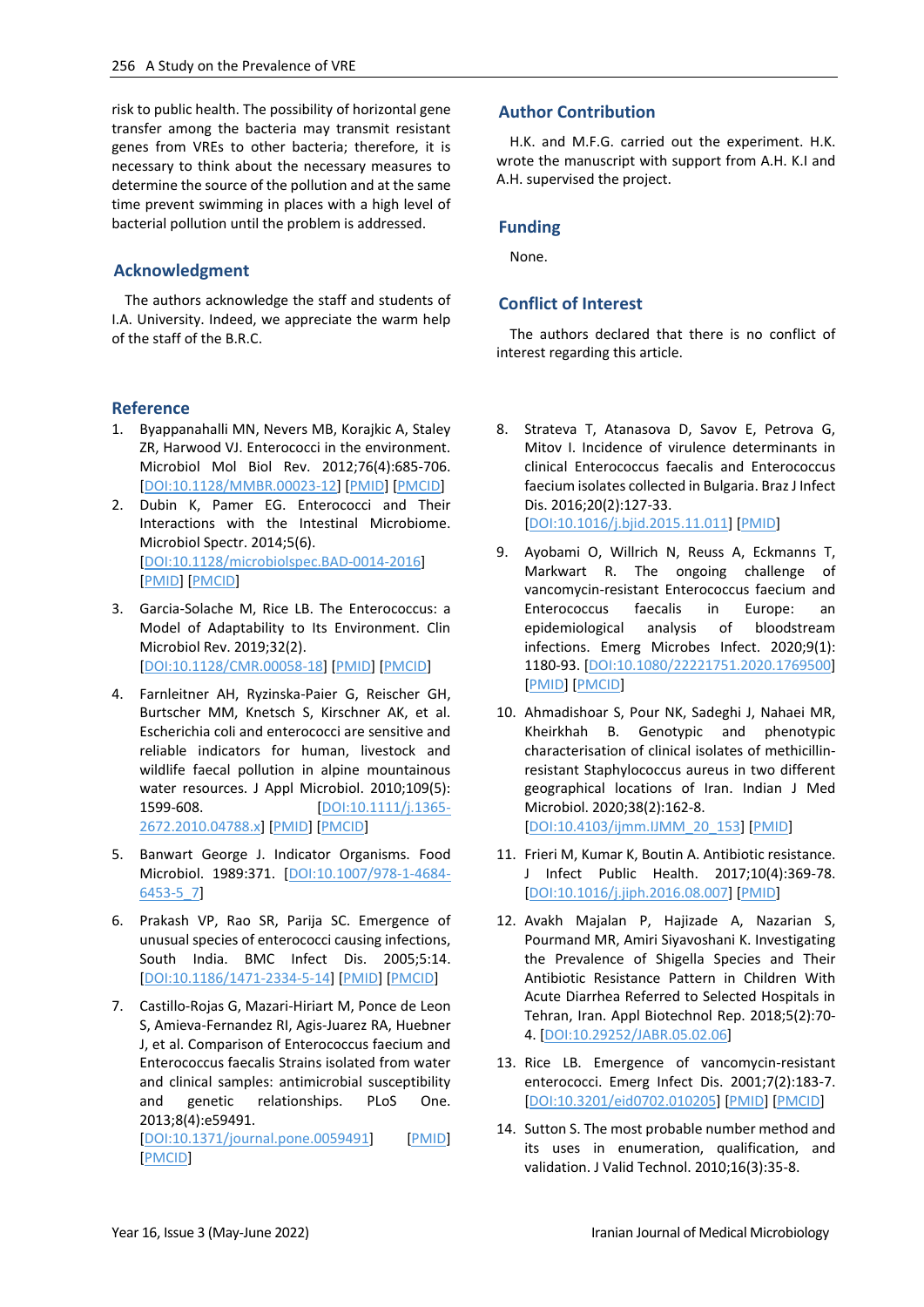risk to public health. The possibility of horizontal gene transfer among the bacteria may transmit resistant genes from VREs to other bacteria; therefore, it is necessary to think about the necessary measures to determine the source of the pollution and at the same time prevent swimming in places with a high level of bacterial pollution until the problem is addressed.

## Acknowledgment

The authors acknowledge the staff and students of I.A. University. Indeed, we appreciate the warm help of the staff of the B.R.C.

## Author Contribution

H.K. and M.F.G. carried out the experiment. H.K. wrote the manuscript with support from A.H. K.I and A.H. supervised the project.

## Funding

None.

## Conflict of Interest

The authors declared that there is no conflict of interest regarding this article.

## Reference

1. Byappanahalli MN, Nevers MB, Korajkic A, Staley ZR, Harwood VJ. Enterococci in the environment. Microbiol Mol Biol Rev. 2012;76(4):685-706. [DOI:10.1128/MMBR.00023-12] [PMID] [PMCID]
2. Dubin K, Pamer EG. Enterococci and Their Interactions with the Intestinal Microbiome. Microbiol Spectr. 2014;5(6). [DOI:10.1128/microbiolspec.BAD-0014-2016] [PMID] [PMCID]
3. Garcia-Solache M, Rice LB. The Enterococcus: a Model of Adaptability to Its Environment. Clin Microbiol Rev. 2019;32(2). [DOI:10.1128/CMR.00058-18] [PMID] [PMCID]
4. Farnleitner AH, Ryzinska-Paier G, Reischer GH, Burtscher MM, Knetsch S, Kirschner AK, et al. Escherichia coli and enterococci are sensitive and reliable indicators for human, livestock and wildlife faecal pollution in alpine mountainous water resources. J Appl Microbiol. 2010;109(5): 1599-608. [DOI:10.1111/j.1365-2672.2010.04788.x] [PMID] [PMCID]
5. Banwart George J. Indicator Organisms. Food Microbiol. 1989:371. [DOI:10.1007/978-1-4684-6453-5_7]
6. Prakash VP, Rao SR, Parija SC. Emergence of unusual species of enterococci causing infections, South India. BMC Infect Dis. 2005;5:14. [DOI:10.1186/1471-2334-5-14] [PMID] [PMCID]
7. Castillo-Rojas G, Mazari-Hiriart M, Ponce de Leon S, Amieva-Fernandez RI, Agis-Juarez RA, Huebner J, et al. Comparison of Enterococcus faecium and Enterococcus faecalis Strains isolated from water and clinical samples: antimicrobial susceptibility and genetic relationships. PLoS One. 2013;8(4):e59491. [DOI:10.1371/journal.pone.0059491] [PMID] [PMCID]
8. Strateva T, Atanasova D, Savov E, Petrova G, Mitov I. Incidence of virulence determinants in clinical Enterococcus faecalis and Enterococcus faecium isolates collected in Bulgaria. Braz J Infect Dis. 2016;20(2):127-33. [DOI:10.1016/j.bjid.2015.11.011] [PMID]
9. Ayobami O, Willrich N, Reuss A, Eckmanns T, Markwart R. The ongoing challenge of vancomycin-resistant Enterococcus faecium and Enterococcus faecalis in Europe: an epidemiological analysis of bloodstream infections. Emerg Microbes Infect. 2020;9(1): 1180-93. [DOI:10.1080/22221751.2020.1769500] [PMID] [PMCID]
10. Ahmadishoar S, Pour NK, Sadeghi J, Nahaei MR, Kheirkhah B. Genotypic and phenotypic characterisation of clinical isolates of methicillin-resistant Staphylococcus aureus in two different geographical locations of Iran. Indian J Med Microbiol. 2020;38(2):162-8. [DOI:10.4103/ijmm.IJMM_20_153] [PMID]
11. Frieri M, Kumar K, Boutin A. Antibiotic resistance. J Infect Public Health. 2017;10(4):369-78. [DOI:10.1016/j.jiph.2016.08.007] [PMID]
12. Avakh Majalan P, Hajizade A, Nazarian S, Pourmand MR, Amiri Siyavoshani K. Investigating the Prevalence of Shigella Species and Their Antibiotic Resistance Pattern in Children With Acute Diarrhea Referred to Selected Hospitals in Tehran, Iran. Appl Biotechnol Rep. 2018;5(2):70-4. [DOI:10.29252/JABR.05.02.06]
13. Rice LB. Emergence of vancomycin-resistant enterococci. Emerg Infect Dis. 2001;7(2):183-7. [DOI:10.3201/eid0702.010205] [PMID] [PMCID]
14. Sutton S. The most probable number method and its uses in enumeration, qualification, and validation. J Valid Technol. 2010;16(3):35-8.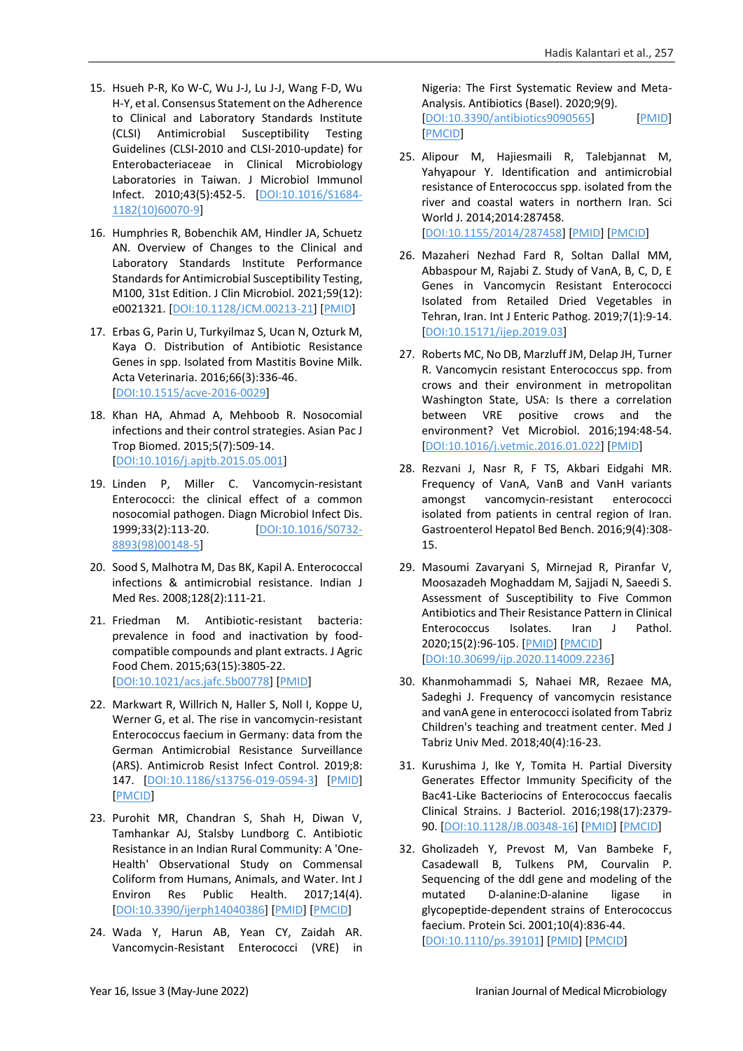15. Hsueh P-R, Ko W-C, Wu J-J, Lu J-J, Wang F-D, Wu H-Y, et al. Consensus Statement on the Adherence to Clinical and Laboratory Standards Institute (CLSI) Antimicrobial Susceptibility Testing Guidelines (CLSI-2010 and CLSI-2010-update) for Enterobacteriaceae in Clinical Microbiology Laboratories in Taiwan. J Microbiol Immunol Infect. 2010;43(5):452-5. [DOI:10.1016/S1684-1182(10)60070-9]

16. Humphries R, Bobenchik AM, Hindler JA, Schuetz AN. Overview of Changes to the Clinical and Laboratory Standards Institute Performance Standards for Antimicrobial Susceptibility Testing, M100, 31st Edition. J Clin Microbiol. 2021;59(12): e0021321. [DOI:10.1128/JCM.00213-21] [PMID]

17. Erbas G, Parin U, Turkyilmaz S, Ucan N, Ozturk M, Kaya O. Distribution of Antibiotic Resistance Genes in spp. Isolated from Mastitis Bovine Milk. Acta Veterinaria. 2016;66(3):336-46. [DOI:10.1515/acve-2016-0029]

18. Khan HA, Ahmad A, Mehboob R. Nosocomial infections and their control strategies. Asian Pac J Trop Biomed. 2015;5(7):509-14. [DOI:10.1016/j.apjtb.2015.05.001]

19. Linden P, Miller C. Vancomycin-resistant Enterococci: the clinical effect of a common nosocomial pathogen. Diagn Microbiol Infect Dis. 1999;33(2):113-20. [DOI:10.1016/S0732-8893(98)00148-5]

20. Sood S, Malhotra M, Das BK, Kapil A. Enterococcal infections & antimicrobial resistance. Indian J Med Res. 2008;128(2):111-21.

21. Friedman M. Antibiotic-resistant bacteria: prevalence in food and inactivation by food-compatible compounds and plant extracts. J Agric Food Chem. 2015;63(15):3805-22. [DOI:10.1021/acs.jafc.5b00778] [PMID]

22. Markwart R, Willrich N, Haller S, Noll I, Koppe U, Werner G, et al. The rise in vancomycin-resistant Enterococcus faecium in Germany: data from the German Antimicrobial Resistance Surveillance (ARS). Antimicrob Resist Infect Control. 2019;8: 147. [DOI:10.1186/s13756-019-0594-3] [PMID] [PMCID]

23. Purohit MR, Chandran S, Shah H, Diwan V, Tamhankar AJ, Stalsby Lundborg C. Antibiotic Resistance in an Indian Rural Community: A 'One-Health' Observational Study on Commensal Coliform from Humans, Animals, and Water. Int J Environ Res Public Health. 2017;14(4). [DOI:10.3390/ijerph14040386] [PMID] [PMCID]

24. Wada Y, Harun AB, Yean CY, Zaidah AR. Vancomycin-Resistant Enterococci (VRE) in Nigeria: The First Systematic Review and Meta-Analysis. Antibiotics (Basel). 2020;9(9). [DOI:10.3390/antibiotics9090565] [PMID] [PMCID]

25. Alipour M, Hajiesmaili R, Talebjannat M, Yahyapour Y. Identification and antimicrobial resistance of Enterococcus spp. isolated from the river and coastal waters in northern Iran. Sci World J. 2014;2014:287458. [DOI:10.1155/2014/287458] [PMID] [PMCID]

26. Mazaheri Nezhad Fard R, Soltan Dallal MM, Abbaspour M, Rajabi Z. Study of VanA, B, C, D, E Genes in Vancomycin Resistant Enterococci Isolated from Retailed Dried Vegetables in Tehran, Iran. Int J Enteric Pathog. 2019;7(1):9-14. [DOI:10.15171/ijep.2019.03]

27. Roberts MC, No DB, Marzluff JM, Delap JH, Turner R. Vancomycin resistant Enterococcus spp. from crows and their environment in metropolitan Washington State, USA: Is there a correlation between VRE positive crows and the environment? Vet Microbiol. 2016;194:48-54. [DOI:10.1016/j.vetmic.2016.01.022] [PMID]

28. Rezvani J, Nasr R, F TS, Akbari Eidgahi MR. Frequency of VanA, VanB and VanH variants amongst vancomycin-resistant enterococci isolated from patients in central region of Iran. Gastroenterol Hepatol Bed Bench. 2016;9(4):308-15.

29. Masoumi Zavaryani S, Mirnejad R, Piranfar V, Moosazadeh Moghaddam M, Sajjadi N, Saeedi S. Assessment of Susceptibility to Five Common Antibiotics and Their Resistance Pattern in Clinical Enterococcus Isolates. Iran J Pathol. 2020;15(2):96-105. [PMID] [PMCID] [DOI:10.30699/ijp.2020.114009.2236]

30. Khanmohammadi S, Nahaei MR, Rezaee MA, Sadeghi J. Frequency of vancomycin resistance and vanA gene in enterococci isolated from Tabriz Children's teaching and treatment center. Med J Tabriz Univ Med. 2018;40(4):16-23.

31. Kurushima J, Ike Y, Tomita H. Partial Diversity Generates Effector Immunity Specificity of the Bac41-Like Bacteriocins of Enterococcus faecalis Clinical Strains. J Bacteriol. 2016;198(17):2379-90. [DOI:10.1128/JB.00348-16] [PMID] [PMCID]

32. Gholizadeh Y, Prevost M, Van Bambeke F, Casadewall B, Tulkens PM, Courvalin P. Sequencing of the ddl gene and modeling of the mutated D-alanine:D-alanine ligase in glycopeptide-dependent strains of Enterococcus faecium. Protein Sci. 2001;10(4):836-44. [DOI:10.1110/ps.39101] [PMID] [PMCID]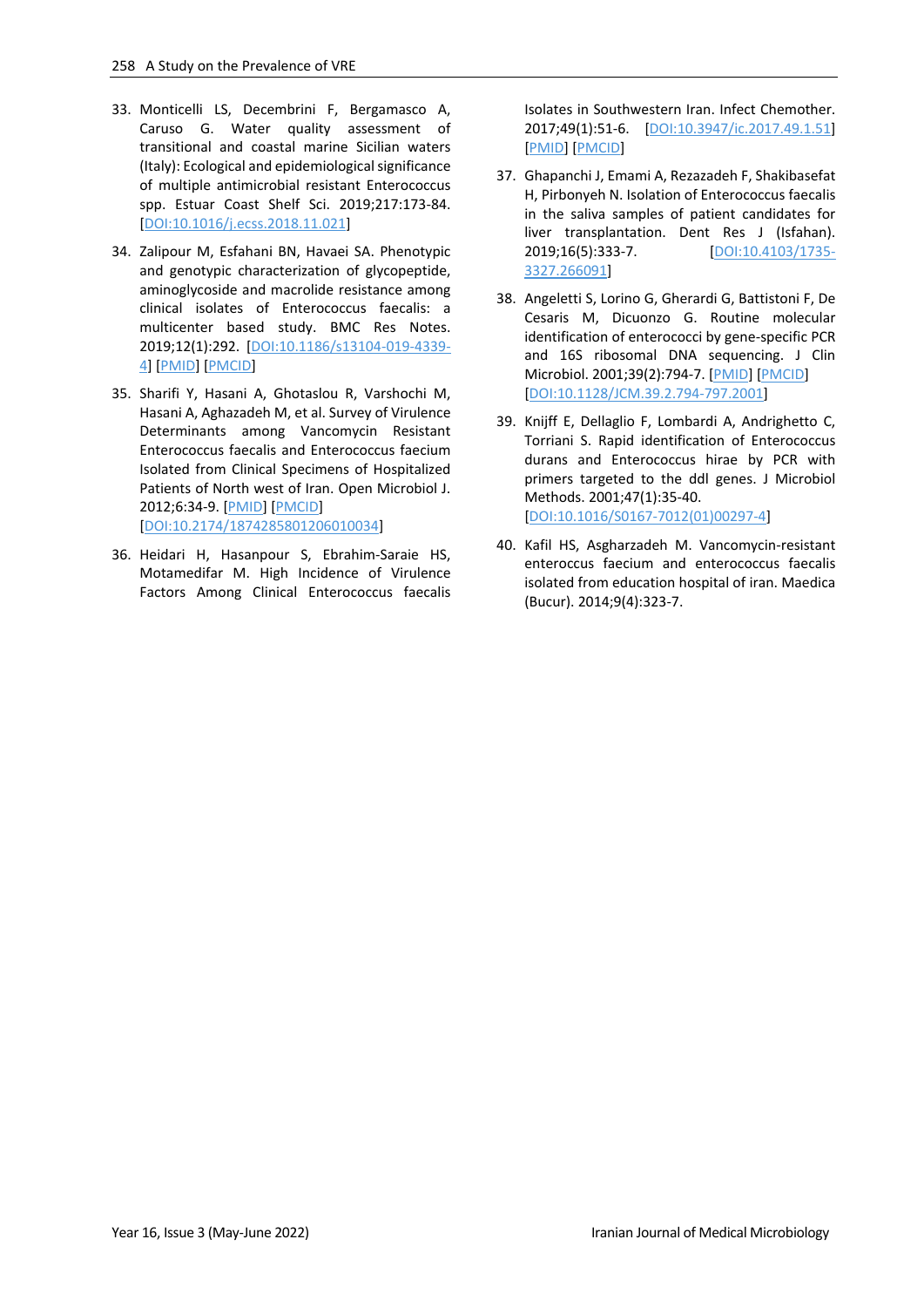33. Monticelli LS, Decembrini F, Bergamasco A, Caruso G. Water quality assessment of transitional and coastal marine Sicilian waters (Italy): Ecological and epidemiological significance of multiple antimicrobial resistant Enterococcus spp. Estuar Coast Shelf Sci. 2019;217:173-84. [DOI:10.1016/j.ecss.2018.11.021]

34. Zalipour M, Esfahani BN, Havaei SA. Phenotypic and genotypic characterization of glycopeptide, aminoglycoside and macrolide resistance among clinical isolates of Enterococcus faecalis: a multicenter based study. BMC Res Notes. 2019;12(1):292. [DOI:10.1186/s13104-019-4339-4] [PMID] [PMCID]

35. Sharifi Y, Hasani A, Ghotaslou R, Varshochi M, Hasani A, Aghazadeh M, et al. Survey of Virulence Determinants among Vancomycin Resistant Enterococcus faecalis and Enterococcus faecium Isolated from Clinical Specimens of Hospitalized Patients of North west of Iran. Open Microbiol J. 2012;6:34-9. [PMID] [PMCID] [DOI:10.2174/1874285801206010034]

36. Heidari H, Hasanpour S, Ebrahim-Saraie HS, Motamedifar M. High Incidence of Virulence Factors Among Clinical Enterococcus faecalis Isolates in Southwestern Iran. Infect Chemother. 2017;49(1):51-6. [DOI:10.3947/ic.2017.49.1.51] [PMID] [PMCID]

37. Ghapanchi J, Emami A, Rezazadeh F, Shakibasefat H, Pirbonyeh N. Isolation of Enterococcus faecalis in the saliva samples of patient candidates for liver transplantation. Dent Res J (Isfahan). 2019;16(5):333-7. [DOI:10.4103/1735-3327.266091]

38. Angeletti S, Lorino G, Gherardi G, Battistoni F, De Cesaris M, Dicuonzo G. Routine molecular identification of enterococci by gene-specific PCR and 16S ribosomal DNA sequencing. J Clin Microbiol. 2001;39(2):794-7. [PMID] [PMCID] [DOI:10.1128/JCM.39.2.794-797.2001]

39. Knijff E, Dellaglio F, Lombardi A, Andrighetto C, Torriani S. Rapid identification of Enterococcus durans and Enterococcus hirae by PCR with primers targeted to the ddl genes. J Microbiol Methods. 2001;47(1):35-40. [DOI:10.1016/S0167-7012(01)00297-4]

40. Kafil HS, Asgharzadeh M. Vancomycin-resistant enteroccus faecium and enterococcus faecalis isolated from education hospital of iran. Maedica (Bucur). 2014;9(4):323-7.